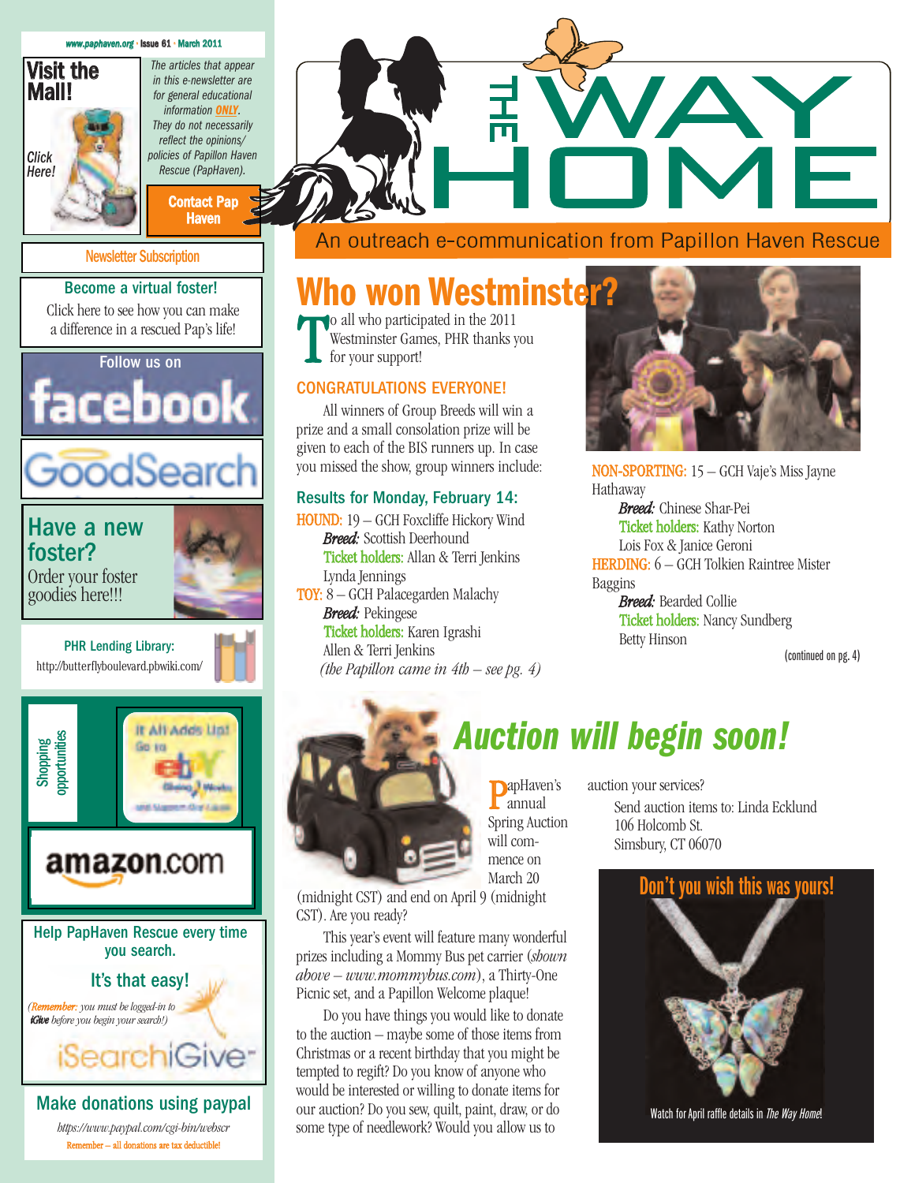www.paphaven.org • Issue 61 • March 2011

# THE WAY HOME

An outreach e-communication from Papillon Haven Rescue

**Visit the Mall!**

Click Here!

*The articles that appear in this e-newsletter are for general educational information **ONLY**. They do not necessarily reflect the opinions/ policies of Papillon Haven Rescue (PapHaven).*

**Contact Pap Haven**

Newsletter Subscription

**Become a virtual foster!**

Click here to see how you can make a difference in a rescued Pap's life!

Follow us on facebook

GoodSearch

**Have a new foster?**

Order your foster goodies here!!!

**PHR Lending Library:**
http://butterflyboulevard.pbwiki.com/

Shopping opportunities

It All Adds Up! Go to eBay Giving Works and Support Our Cause

amazon.com

**Help PapHaven Rescue every time you search.**

**It's that easy!**

*(Remember: you must be logged-in to iGive before you begin your search!)*

iSearchiGive

**Make donations using paypal**

*https://www.paypal.com/cgi-bin/webscr*

Remember – all donations are tax deductible!

## Who won Westminster?

To all who participated in the 2011 Westminster Games, PHR thanks you for your support!

### CONGRATULATIONS EVERYONE!

All winners of Group Breeds will win a prize and a small consolation prize will be given to each of the BIS runners up. In case you missed the show, group winners include:

### Results for Monday, February 14:

HOUND: 19 – GCH Foxcliffe Hickory Wind
*Breed:* Scottish Deerhound
Ticket holders: Allan & Terri Jenkins
Lynda Jennings

TOY: 8 – GCH Palacegarden Malachy
*Breed:* Pekingese
Ticket holders: Karen Igrashi
Allen & Terri Jenkins
*(the Papillon came in 4th – see pg. 4)*

NON-SPORTING: 15 – GCH Vaje's Miss Jayne Hathaway
*Breed:* Chinese Shar-Pei
Ticket holders: Kathy Norton
Lois Fox & Janice Geroni

HERDING: 6 – GCH Tolkien Raintree Mister Baggins
*Breed:* Bearded Collie
Ticket holders: Nancy Sundberg
Betty Hinson

(continued on pg. 4)

## Auction will begin soon!

PapHaven's annual Spring Auction will commence on March 20 (midnight CST) and end on April 9 (midnight CST). Are you ready?

This year's event will feature many wonderful prizes including a Mommy Bus pet carrier (*shown above – www.mommybus.com*), a Thirty-One Picnic set, and a Papillon Welcome plaque!

Do you have things you would like to donate to the auction – maybe some of those items from Christmas or a recent birthday that you might be tempted to regift? Do you know of anyone who would be interested or willing to donate items for our auction? Do you sew, quilt, paint, draw, or do some type of needlework? Would you allow us to auction your services?

Send auction items to: Linda Ecklund
106 Holcomb St.
Simsbury, CT 06070

**Don't you wish this was yours!**

Watch for April raffle details in *The Way Home*!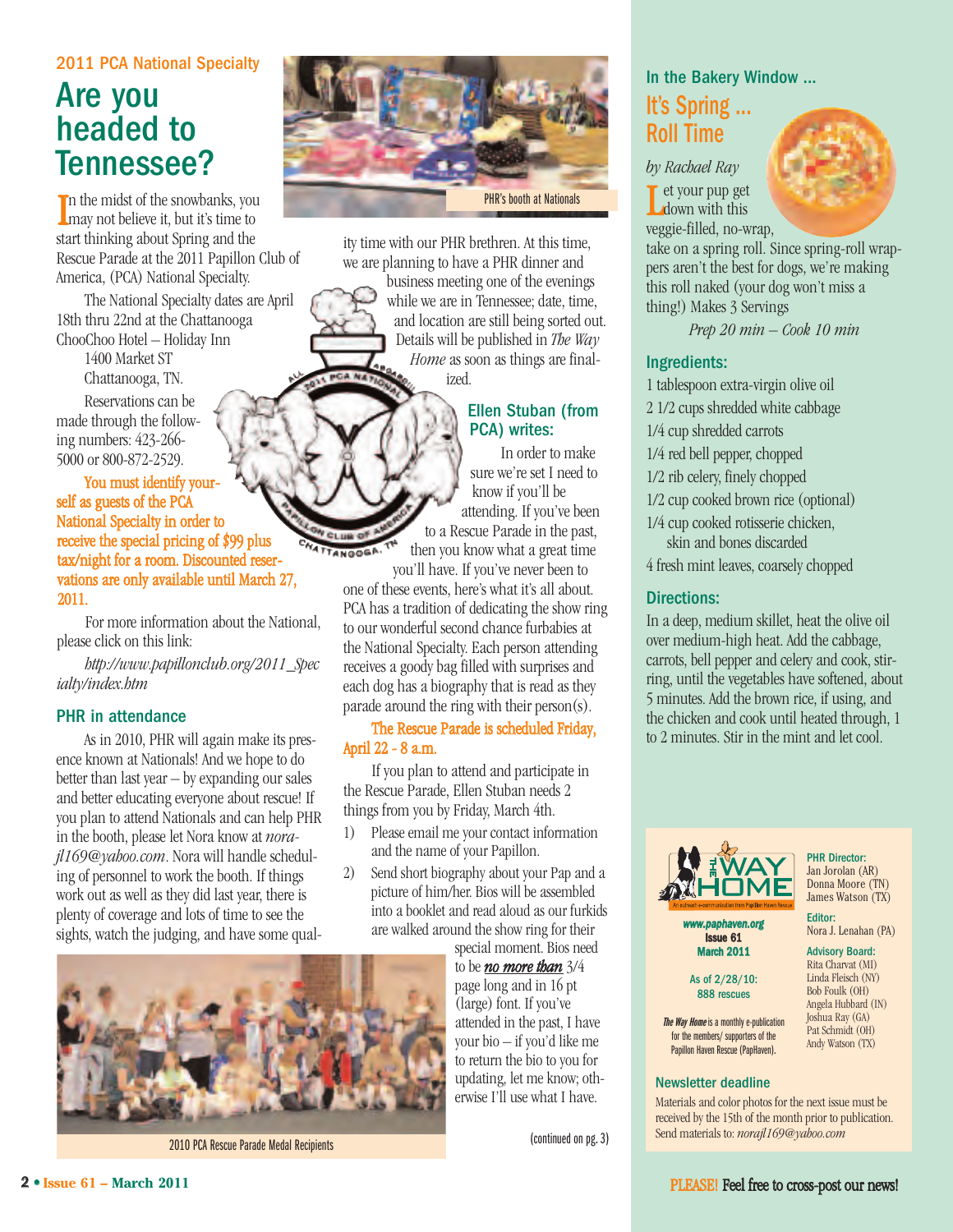2011 PCA National Specialty

# Are you headed to Tennessee?

In the midst of the snowbanks, you may not believe it, but it's time to start thinking about Spring and the Rescue Parade at the 2011 Papillon Club of America, (PCA) National Specialty.

The National Specialty dates are April 18th thru 22nd at the Chattanooga ChooChoo Hotel – Holiday Inn
1400 Market ST
Chattanooga, TN.

Reservations can be made through the following numbers: 423-266-5000 or 800-872-2529.

**You must identify yourself as guests of the PCA National Specialty in order to receive the special pricing of $99 plus tax/night for a room. Discounted reservations are only available until March 27, 2011.**

For more information about the National, please click on this link:

*http://www.papillonclub.org/2011_Specialty/index.htm*

## PHR in attendance

As in 2010, PHR will again make its presence known at Nationals! And we hope to do better than last year – by expanding our sales and better educating everyone about rescue! If you plan to attend Nationals and can help PHR in the booth, please let Nora know at *norajl169@yahoo.com*. Nora will handle scheduling of personnel to work the booth. If things work out as well as they did last year, there is plenty of coverage and lots of time to see the sights, watch the judging, and have some quality time with our PHR brethren. At this time, we are planning to have a PHR dinner and business meeting one of the evenings while we are in Tennessee; date, time, and location are still being sorted out. Details will be published in *The Way Home* as soon as things are finalized.

PHR's booth at Nationals

## Ellen Stuban (from PCA) writes:

In order to make sure we're set I need to know if you'll be attending. If you've been to a Rescue Parade in the past, then you know what a great time you'll have. If you've never been to one of these events, here's what it's all about. PCA has a tradition of dedicating the show ring to our wonderful second chance furbabies at the National Specialty. Each person attending receives a goody bag filled with surprises and each dog has a biography that is read as they parade around the ring with their person(s).

**The Rescue Parade is scheduled Friday, April 22 - 8 a.m.**

If you plan to attend and participate in the Rescue Parade, Ellen Stuban needs 2 things from you by Friday, March 4th.

1) Please email me your contact information and the name of your Papillon.
2) Send short biography about your Pap and a picture of him/her. Bios will be assembled into a booklet and read aloud as our furkids are walked around the show ring for their special moment. Bios need to be ***no more than*** 3/4 page long and in 16 pt (large) font. If you've attended in the past, I have your bio – if you'd like me to return the bio to you for updating, let me know; otherwise I'll use what I have.

2010 PCA Rescue Parade Medal Recipients

(continued on pg. 3)

In the Bakery Window ...

## It's Spring ... Roll Time

*by Rachael Ray*

Let your pup get down with this veggie-filled, no-wrap, take on a spring roll. Since spring-roll wrappers aren't the best for dogs, we're making this roll naked (your dog won't miss a thing!) Makes 3 Servings

*Prep 20 min – Cook 10 min*

### Ingredients:

- 1 tablespoon extra-virgin olive oil
- 2 1/2 cups shredded white cabbage
- 1/4 cup shredded carrots
- 1/4 red bell pepper, chopped
- 1/2 rib celery, finely chopped
- 1/2 cup cooked brown rice (optional)
- 1/4 cup cooked rotisserie chicken, skin and bones discarded
- 4 fresh mint leaves, coarsely chopped

### Directions:

In a deep, medium skillet, heat the olive oil over medium-high heat. Add the cabbage, carrots, bell pepper and celery and cook, stirring, until the vegetables have softened, about 5 minutes. Add the brown rice, if using, and the chicken and cook until heated through, 1 to 2 minutes. Stir in the mint and let cool.

**The Way Home** – An outreach e-communication from Papillon Haven Rescue

**www.paphaven.org**
**Issue 61**
**March 2011**

As of 2/28/10:
888 rescues

***The Way Home*** is a monthly e-publication for the members/ supporters of the Papillon Haven Rescue (PapHaven).

**PHR Director:**
Jan Jorolan (AR)
Donna Moore (TN)
James Watson (TX)

**Editor:**
Nora J. Lenahan (PA)

**Advisory Board:**
Rita Charvat (MI)
Linda Fleisch (NY)
Bob Foulk (OH)
Angela Hubbard (IN)
Joshua Ray (GA)
Pat Schmidt (OH)
Andy Watson (TX)

### Newsletter deadline

Materials and color photos for the next issue must be received by the 15th of the month prior to publication. Send materials to: *norajl169@yahoo.com*

**PLEASE!** Feel free to cross-post our news!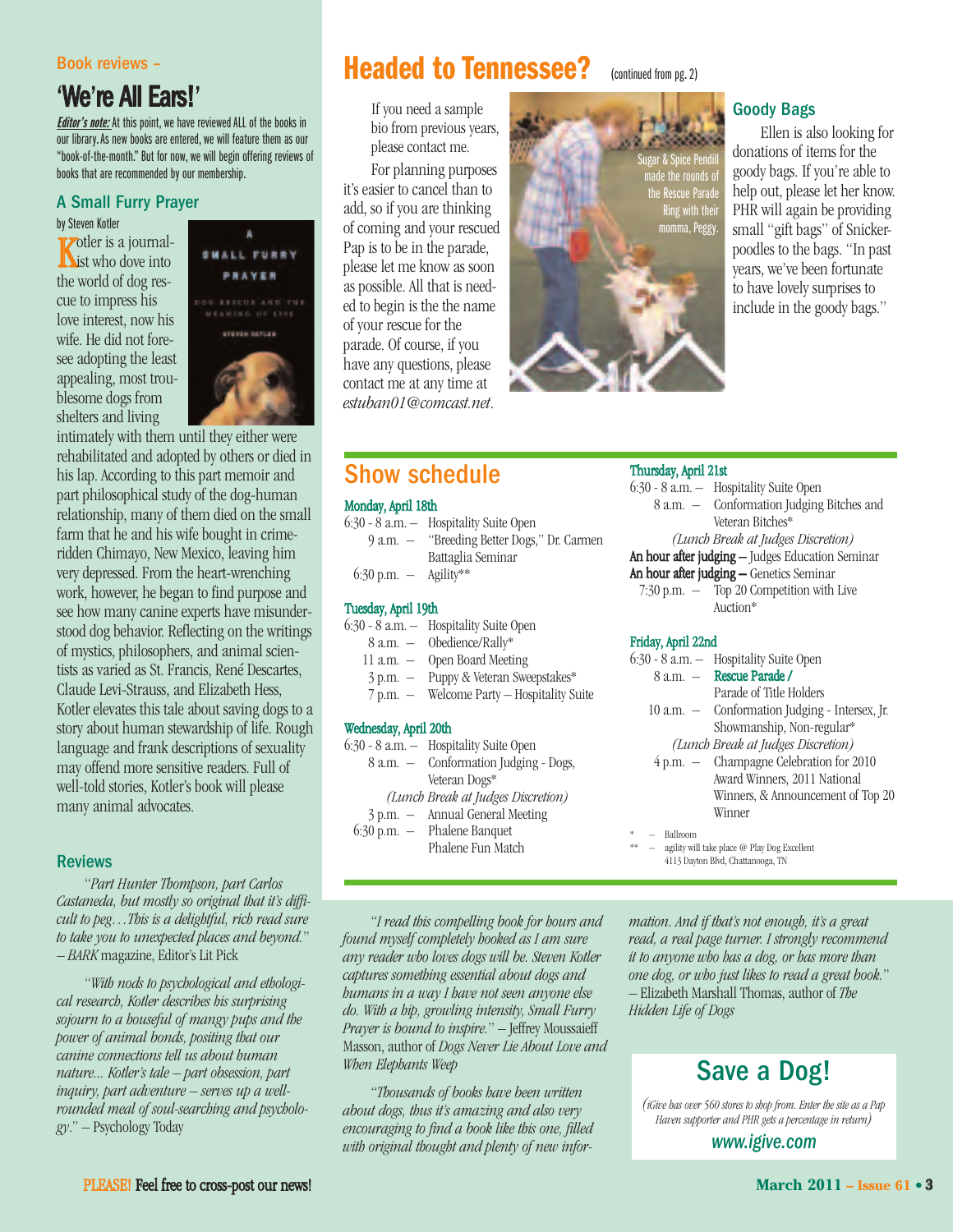## Book reviews – 'We're All Ears!'

***Editor's note:*** At this point, we have reviewed ALL of the books in our library. As new books are entered, we will feature them as our "book-of-the-month." But for now, we will begin offering reviews of books that are recommended by our membership.

### A Small Furry Prayer

by Steven Kotler

Kotler is a journalist who dove into the world of dog rescue to impress his love interest, now his wife. He did not foresee adopting the least appealing, most troublesome dogs from shelters and living intimately with them until they either were rehabilitated and adopted by others or died in his lap. According to this part memoir and part philosophical study of the dog-human relationship, many of them died on the small farm that he and his wife bought in crime-ridden Chimayo, New Mexico, leaving him very depressed. From the heart-wrenching work, however, he began to find purpose and see how many canine experts have misunderstood dog behavior. Reflecting on the writings of mystics, philosophers, and animal scientists as varied as St. Francis, René Descartes, Claude Levi-Strauss, and Elizabeth Hess, Kotler elevates this tale about saving dogs to a story about human stewardship of life. Rough language and frank descriptions of sexuality may offend more sensitive readers. Full of well-told stories, Kotler's book will please many animal advocates.

### Reviews

*"Part Hunter Thompson, part Carlos Castaneda, but mostly so original that it's difficult to peg…This is a delightful, rich read sure to take you to unexpected places and beyond."* – *BARK* magazine, Editor's Lit Pick

*"With nods to psychological and ethological research, Kotler describes his surprising sojourn to a houseful of mangy pups and the power of animal bonds, positing that our canine connections tell us about human nature... Kotler's tale – part obsession, part inquiry, part adventure – serves up a well-rounded meal of soul-searching and psychology."* – Psychology Today

*"I read this compelling book for hours and found myself completely hooked as I am sure any reader who loves dogs will be. Steven Kotler captures something essential about dogs and humans in a way I have not seen anyone else do. With a hip, growling intensity, Small Furry Prayer is bound to inspire."* – Jeffrey Moussaieff Masson, author of *Dogs Never Lie About Love* and *When Elephants Weep*

*"Thousands of books have been written about dogs, thus it's amazing and also very encouraging to find a book like this one, filled with original thought and plenty of new information. And if that's not enough, it's a great read, a real page turner. I strongly recommend it to anyone who has a dog, or has more than one dog, or who just likes to read a great book."* – Elizabeth Marshall Thomas, author of *The Hidden Life of Dogs*

## Headed to Tennessee? (continued from pg. 2)

If you need a sample bio from previous years, please contact me.

For planning purposes it's easier to cancel than to add, so if you are thinking of coming and your rescued Pap is to be in the parade, please let me know as soon as possible. All that is needed to begin is the name of your rescue for the parade. Of course, if you have any questions, please contact me at any time at *estuban01@comcast.net*.

Sugar & Spice Pendill made the rounds of the Rescue Parade Ring with their momma, Peggy.

### Goody Bags

Ellen is also looking for donations of items for the goody bags. If you're able to help out, please let her know. PHR will again be providing small "gift bags" of Snickerpoodles to the bags. "In past years, we've been fortunate to have lovely surprises to include in the goody bags."

## Show schedule

**Monday, April 18th**

- 6:30 - 8 a.m. – Hospitality Suite Open
- 9 a.m. – "Breeding Better Dogs," Dr. Carmen Battaglia Seminar
- 6:30 p.m. – Agility**

**Tuesday, April 19th**

- 6:30 - 8 a.m. – Hospitality Suite Open
- 8 a.m. – Obedience/Rally*
- 11 a.m. – Open Board Meeting
- 3 p.m. – Puppy & Veteran Sweepstakes*
- 7 p.m. – Welcome Party – Hospitality Suite

**Wednesday, April 20th**

- 6:30 - 8 a.m. – Hospitality Suite Open
- 8 a.m. – Conformation Judging - Dogs, Veteran Dogs*
- *(Lunch Break at Judges Discretion)*
- 3 p.m. – Annual General Meeting
- 6:30 p.m. – Phalene Banquet, Phalene Fun Match

**Thursday, April 21st**

- 6:30 - 8 a.m. – Hospitality Suite Open
- 8 a.m. – Conformation Judging Bitches and Veteran Bitches*
- *(Lunch Break at Judges Discretion)*
- An hour after judging – Judges Education Seminar
- An hour after judging – Genetics Seminar
- 7:30 p.m. – Top 20 Competition with Live Auction*

**Friday, April 22nd**

- 6:30 - 8 a.m. – Hospitality Suite Open
- 8 a.m. – **Rescue Parade /** Parade of Title Holders
- 10 a.m. – Conformation Judging - Intersex, Jr. Showmanship, Non-regular*
- *(Lunch Break at Judges Discretion)*
- 4 p.m. – Champagne Celebration for 2010 Award Winners, 2011 National Winners, & Announcement of Top 20 Winner

\* – Ballroom
\** – agility will take place @ Play Dog Excellent 4113 Dayton Blvd, Chattanooga, TN

## Save a Dog!

*(iGive has over 560 stores to shop from. Enter the site as a Pap Haven supporter and PHR gets a percentage in return)*

**www.igive.com**

PLEASE! Feel free to cross-post our news!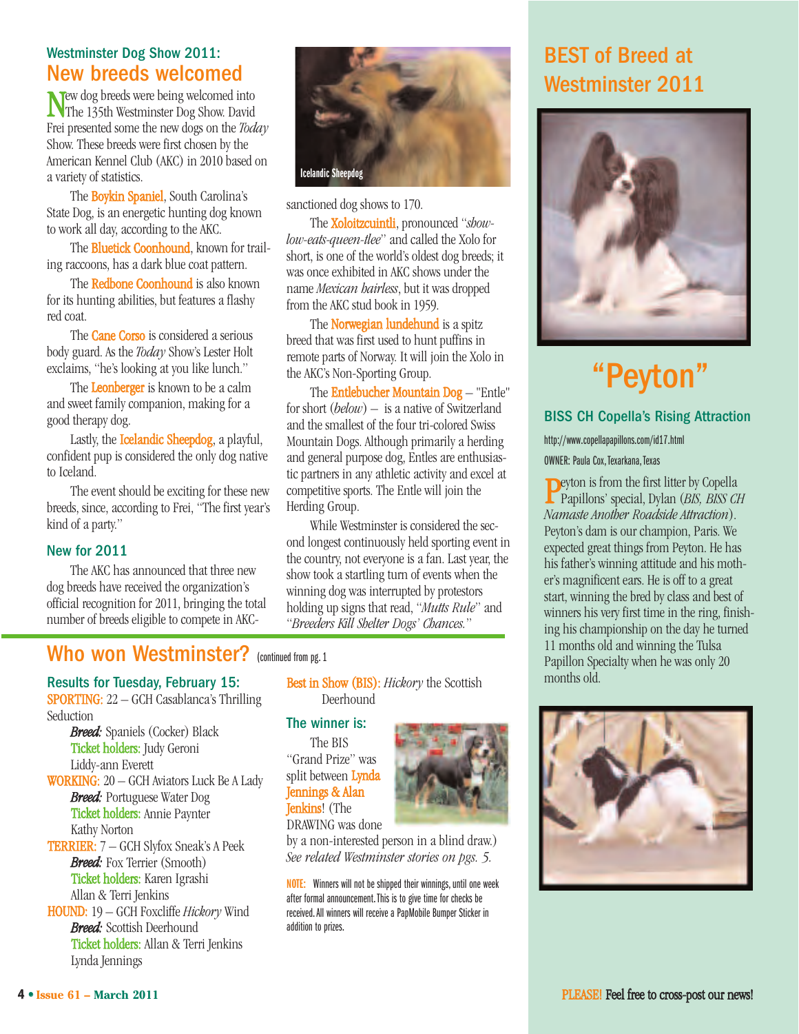## Westminster Dog Show 2011:

# New breeds welcomed

New dog breeds were being welcomed into The 135th Westminster Dog Show. David Frei presented some the new dogs on the *Today* Show. These breeds were first chosen by the American Kennel Club (AKC) in 2010 based on a variety of statistics.

The Boykin Spaniel, South Carolina's State Dog, is an energetic hunting dog known to work all day, according to the AKC.

The Bluetick Coonhound, known for trailing raccoons, has a dark blue coat pattern.

The Redbone Coonhound is also known for its hunting abilities, but features a flashy red coat.

The Cane Corso is considered a serious body guard. As the *Today* Show's Lester Holt exclaims, "he's looking at you like lunch."

The Leonberger is known to be a calm and sweet family companion, making for a good therapy dog.

Lastly, the Icelandic Sheepdog, a playful, confident pup is considered the only dog native to Iceland.

The event should be exciting for these new breeds, since, according to Frei, "The first year's kind of a party."

### New for 2011

The AKC has announced that three new dog breeds have received the organization's official recognition for 2011, bringing the total number of breeds eligible to compete in AKC-sanctioned dog shows to 170.

Icelandic Sheepdog

The Xoloitzcuintli, pronounced "*show-low-eats-queen-tlee*" and called the Xolo for short, is one of the world's oldest dog breeds; it was once exhibited in AKC shows under the name *Mexican hairless*, but it was dropped from the AKC stud book in 1959.

The Norwegian lundehund is a spitz breed that was first used to hunt puffins in remote parts of Norway. It will join the Xolo in the AKC's Non-Sporting Group.

The Entlebucher Mountain Dog – "Entle" for short (*below*) – is a native of Switzerland and the smallest of the four tri-colored Swiss Mountain Dogs. Although primarily a herding and general purpose dog, Entles are enthusiastic partners in any athletic activity and excel at competitive sports. The Entle will join the Herding Group.

While Westminster is considered the second longest continuously held sporting event in the country, not everyone is a fan. Last year, the show took a startling turn of events when the winning dog was interrupted by protestors holding up signs that read, "*Mutts Rule*" and "*Breeders Kill Shelter Dogs' Chances.*"

# Who won Westminster? (continued from pg. 1)

### Results for Tuesday, February 15:

SPORTING: 22 – GCH Casablanca's Thrilling Seduction
*Breed:* Spaniels (Cocker) Black
Ticket holders: Judy Geroni
Liddy-ann Everett

WORKING: 20 – GCH Aviators Luck Be A Lady
*Breed:* Portuguese Water Dog
Ticket holders: Annie Paynter
Kathy Norton

TERRIER: 7 – GCH Slyfox Sneak's A Peek
*Breed:* Fox Terrier (Smooth)
Ticket holders: Karen Igrashi
Allan & Terri Jenkins

HOUND: 19 – GCH Foxcliffe *Hickory* Wind
*Breed:* Scottish Deerhound
Ticket holders: Allan & Terri Jenkins
Lynda Jennings

Best in Show (BIS): *Hickory* the Scottish Deerhound

### The winner is:

The BIS "Grand Prize" was split between Lynda Jennings & Alan Jenkins! (The DRAWING was done by a non-interested person in a blind draw.)
*See related Westminster stories on pgs. 5.*

NOTE: Winners will not be shipped their winnings, until one week after formal announcement. This is to give time for checks be received. All winners will receive a PapMobile Bumper Sticker in addition to prizes.

# BEST of Breed at Westminster 2011

# "Peyton"

### BISS CH Copella's Rising Attraction

http://www.copellapapillons.com/id17.html

OWNER: Paula Cox, Texarkana, Texas

Peyton is from the first litter by Copella Papillons' special, Dylan (*BIS, BISS CH Namaste Another Roadside Attraction*). Peyton's dam is our champion, Paris. We expected great things from Peyton. He has his father's winning attitude and his mother's magnificent ears. He is off to a great start, winning the bred by class and best of winners his very first time in the ring, finishing his championship on the day he turned 11 months old and winning the Tulsa Papillon Specialty when he was only 20 months old.

PLEASE! Feel free to cross-post our news!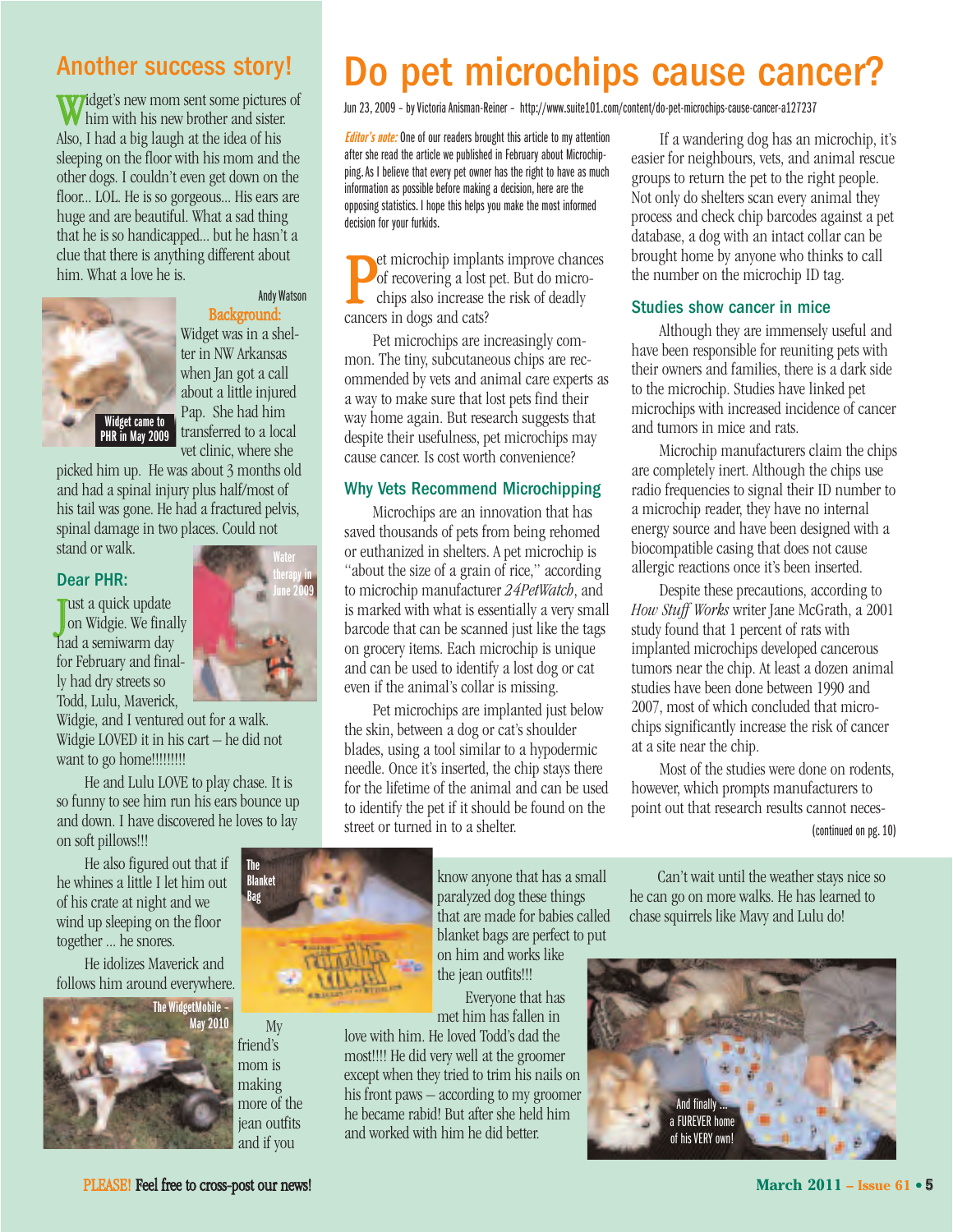## Another success story!

Widget's new mom sent some pictures of him with his new brother and sister. Also, I had a big laugh at the idea of his sleeping on the floor with his mom and the other dogs. I couldn't even get down on the floor... LOL. He is so gorgeous... His ears are huge and are beautiful. What a sad thing that he is so handicapped... but he hasn't a clue that there is anything different about him. What a love he is.

Andy Watson

Widget came to PHR in May 2009

**Background:**

Widget was in a shelter in NW Arkansas when Jan got a call about a little injured Pap. She had him transferred to a local vet clinic, where she picked him up. He was about 3 months old and had a spinal injury plus half/most of his tail was gone. He had a fractured pelvis, spinal damage in two places. Could not stand or walk.

Water therapy in June 2009

### Dear PHR:

Just a quick update on Widgie. We finally had a semiwarm day for February and finally had dry streets so Todd, Lulu, Maverick, Widgie, and I ventured out for a walk. Widgie LOVED it in his cart – he did not want to go home!!!!!!!!!

He and Lulu LOVE to play chase. It is so funny to see him run his ears bounce up and down. I have discovered he loves to lay on soft pillows!!!

He also figured out that if he whines a little I let him out of his crate at night and we wind up sleeping on the floor together ... he snores.

He idolizes Maverick and follows him around everywhere.

The WidgetMobile – May 2010

The Blanket Bag

My friend's mom is making more of the jean outfits and if you know anyone that has a small paralyzed dog these things that are made for babies called blanket bags are perfect to put on him and works like the jean outfits!!!

Everyone that has met him has fallen in love with him. He loved Todd's dad the most!!!! He did very well at the groomer except when they tried to trim his nails on his front paws – according to my groomer he became rabid! But after she held him and worked with him he did better.

Can't wait until the weather stays nice so he can go on more walks. He has learned to chase squirrels like Mavy and Lulu do!

And finally ... a FUREVER home of his VERY own!

# Do pet microchips cause cancer?

Jun 23, 2009 – by Victoria Anisman-Reiner – http://www.suite101.com/content/do-pet-microchips-cause-cancer-a127237

*Editor's note:* One of our readers brought this article to my attention after she read the article we published in February about Microchipping. As I believe that every pet owner has the right to have as much information as possible before making a decision, here are the opposing statistics. I hope this helps you make the most informed decision for your furkids.

Pet microchip implants improve chances of recovering a lost pet. But do microchips also increase the risk of deadly cancers in dogs and cats?

Pet microchips are increasingly common. The tiny, subcutaneous chips are recommended by vets and animal care experts as a way to make sure that lost pets find their way home again. But research suggests that despite their usefulness, pet microchips may cause cancer. Is cost worth convenience?

### Why Vets Recommend Microchipping

Microchips are an innovation that has saved thousands of pets from being rehomed or euthanized in shelters. A pet microchip is "about the size of a grain of rice," according to microchip manufacturer *24PetWatch*, and is marked with what is essentially a very small barcode that can be scanned just like the tags on grocery items. Each microchip is unique and can be used to identify a lost dog or cat even if the animal's collar is missing.

Pet microchips are implanted just below the skin, between a dog or cat's shoulder blades, using a tool similar to a hypodermic needle. Once it's inserted, the chip stays there for the lifetime of the animal and can be used to identify the pet if it should be found on the street or turned in to a shelter.

If a wandering dog has an microchip, it's easier for neighbours, vets, and animal rescue groups to return the pet to the right people. Not only do shelters scan every animal they process and check chip barcodes against a pet database, a dog with an intact collar can be brought home by anyone who thinks to call the number on the microchip ID tag.

### Studies show cancer in mice

Although they are immensely useful and have been responsible for reuniting pets with their owners and families, there is a dark side to the microchip. Studies have linked pet microchips with increased incidence of cancer and tumors in mice and rats.

Microchip manufacturers claim the chips are completely inert. Although the chips use radio frequencies to signal their ID number to a microchip reader, they have no internal energy source and have been designed with a biocompatible casing that does not cause allergic reactions once it's been inserted.

Despite these precautions, according to *How Stuff Works* writer Jane McGrath, a 2001 study found that 1 percent of rats with implanted microchips developed cancerous tumors near the chip. At least a dozen animal studies have been done between 1990 and 2007, most of which concluded that microchips significantly increase the risk of cancer at a site near the chip.

Most of the studies were done on rodents, however, which prompts manufacturers to point out that research results cannot neces-

(continued on pg. 10)

PLEASE! Feel free to cross-post our news!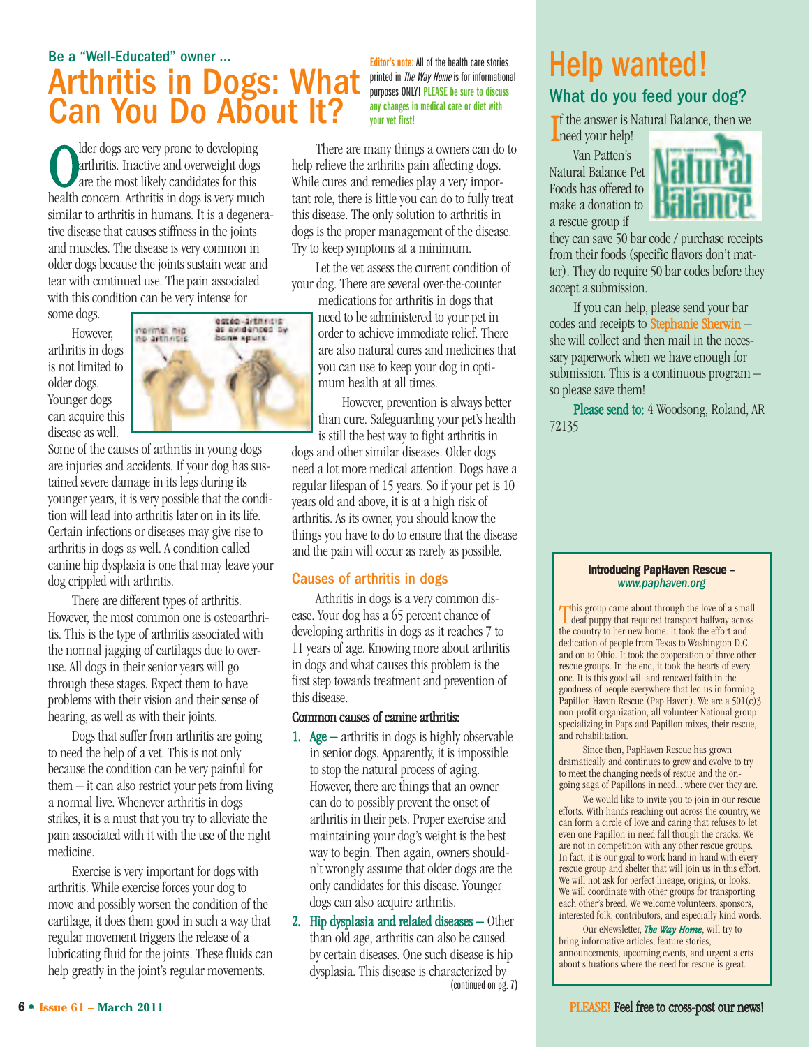Be a "Well-Educated" owner ...

# Arthritis in Dogs: What Can You Do About It?

**Editor's note:** All of the health care stories printed in *The Way Home* is for informational purposes ONLY! **PLEASE be sure to discuss any changes in medical care or diet with your vet first!**

Older dogs are very prone to developing arthritis. Inactive and overweight dogs are the most likely candidates for this health concern. Arthritis in dogs is very much similar to arthritis in humans. It is a degenerative disease that causes stiffness in the joints and muscles. The disease is very common in older dogs because the joints sustain wear and tear with continued use. The pain associated with this condition can be very intense for some dogs.

However, arthritis in dogs is not limited to older dogs. Younger dogs can acquire this disease as well.

normal hip no arthritis — osteo-arthritis as evidenced by bone spurs

Some of the causes of arthritis in young dogs are injuries and accidents. If your dog has sustained severe damage in its legs during its younger years, it is very possible that the condition will lead into arthritis later on in its life. Certain infections or diseases may give rise to arthritis in dogs as well. A condition called canine hip dysplasia is one that may leave your dog crippled with arthritis.

There are different types of arthritis. However, the most common one is osteoarthritis. This is the type of arthritis associated with the normal jagging of cartilages due to overuse. All dogs in their senior years will go through these stages. Expect them to have problems with their vision and their sense of hearing, as well as with their joints.

Dogs that suffer from arthritis are going to need the help of a vet. This is not only because the condition can be very painful for them – it can also restrict your pets from living a normal live. Whenever arthritis in dogs strikes, it is a must that you try to alleviate the pain associated with it with the use of the right medicine.

Exercise is very important for dogs with arthritis. While exercise forces your dog to move and possibly worsen the condition of the cartilage, it does them good in such a way that regular movement triggers the release of a lubricating fluid for the joints. These fluids can help greatly in the joint's regular movements.

There are many things a owners can do to help relieve the arthritis pain affecting dogs. While cures and remedies play a very important role, there is little you can do to fully treat this disease. The only solution to arthritis in dogs is the proper management of the disease. Try to keep symptoms at a minimum.

Let the vet assess the current condition of your dog. There are several over-the-counter medications for arthritis in dogs that need to be administered to your pet in order to achieve immediate relief. There are also natural cures and medicines that you can use to keep your dog in optimum health at all times.

However, prevention is always better than cure. Safeguarding your pet's health is still the best way to fight arthritis in dogs and other similar diseases. Older dogs need a lot more medical attention. Dogs have a regular lifespan of 15 years. So if your pet is 10 years old and above, it is at a high risk of arthritis. As its owner, you should know the things you have to do to ensure that the disease and the pain will occur as rarely as possible.

## Causes of arthritis in dogs

Arthritis in dogs is a very common disease. Your dog has a 65 percent chance of developing arthritis in dogs as it reaches 7 to 11 years of age. Knowing more about arthritis in dogs and what causes this problem is the first step towards treatment and prevention of this disease.

**Common causes of canine arthritis:**

1. **Age –** arthritis in dogs is highly observable in senior dogs. Apparently, it is impossible to stop the natural process of aging. However, there are things that an owner can do to possibly prevent the onset of arthritis in their pets. Proper exercise and maintaining your dog's weight is the best way to begin. Then again, owners shouldn't wrongly assume that older dogs are the only candidates for this disease. Younger dogs can also acquire arthritis.
2. **Hip dysplasia and related diseases –** Other than old age, arthritis can also be caused by certain diseases. One such disease is hip dysplasia. This disease is characterized by

(continued on pg. 7)

# Help wanted!

## What do you feed your dog?

If the answer is Natural Balance, then we need your help!

Van Patten's Natural Balance Pet Foods has offered to make a donation to a rescue group if they can save 50 bar code / purchase receipts from their foods (specific flavors don't matter). They do require 50 bar codes before they accept a submission.

If you can help, please send your bar codes and receipts to Stephanie Sherwin – she will collect and then mail in the necessary paperwork when we have enough for submission. This is a continuous program – so please save them!

**Please send to:** 4 Woodsong, Roland, AR 72135

**Introducing PapHaven Rescue –** *www.paphaven.org*

This group came about through the love of a small deaf puppy that required transport halfway across the country to her new home. It took the effort and dedication of people from Texas to Washington D.C. and on to Ohio. It took the cooperation of three other rescue groups. In the end, it took the hearts of every one. It is this good will and renewed faith in the goodness of people everywhere that led us in forming Papillon Haven Rescue (Pap Haven). We are a 501(c)3 non-profit organization, all volunteer National group specializing in Paps and Papillon mixes, their rescue, and rehabilitation.

Since then, PapHaven Rescue has grown dramatically and continues to grow and evolve to try to meet the changing needs of rescue and the on-going saga of Papillons in need... where ever they are.

We would like to invite you to join in our rescue efforts. With hands reaching out across the country, we can form a circle of love and caring that refuses to let even one Papillon in need fall though the cracks. We are not in competition with any other rescue groups. In fact, it is our goal to work hand in hand with every rescue group and shelter that will join us in this effort. We will not ask for perfect lineage, origins, or looks. We will coordinate with other groups for transporting each other's breed. We welcome volunteers, sponsors, interested folk, contributors, and especially kind words.

Our eNewsletter, *The Way Home*, will try to bring informative articles, feature stories, announcements, upcoming events, and urgent alerts about situations where the need for rescue is great.

**PLEASE!** Feel free to cross-post our news!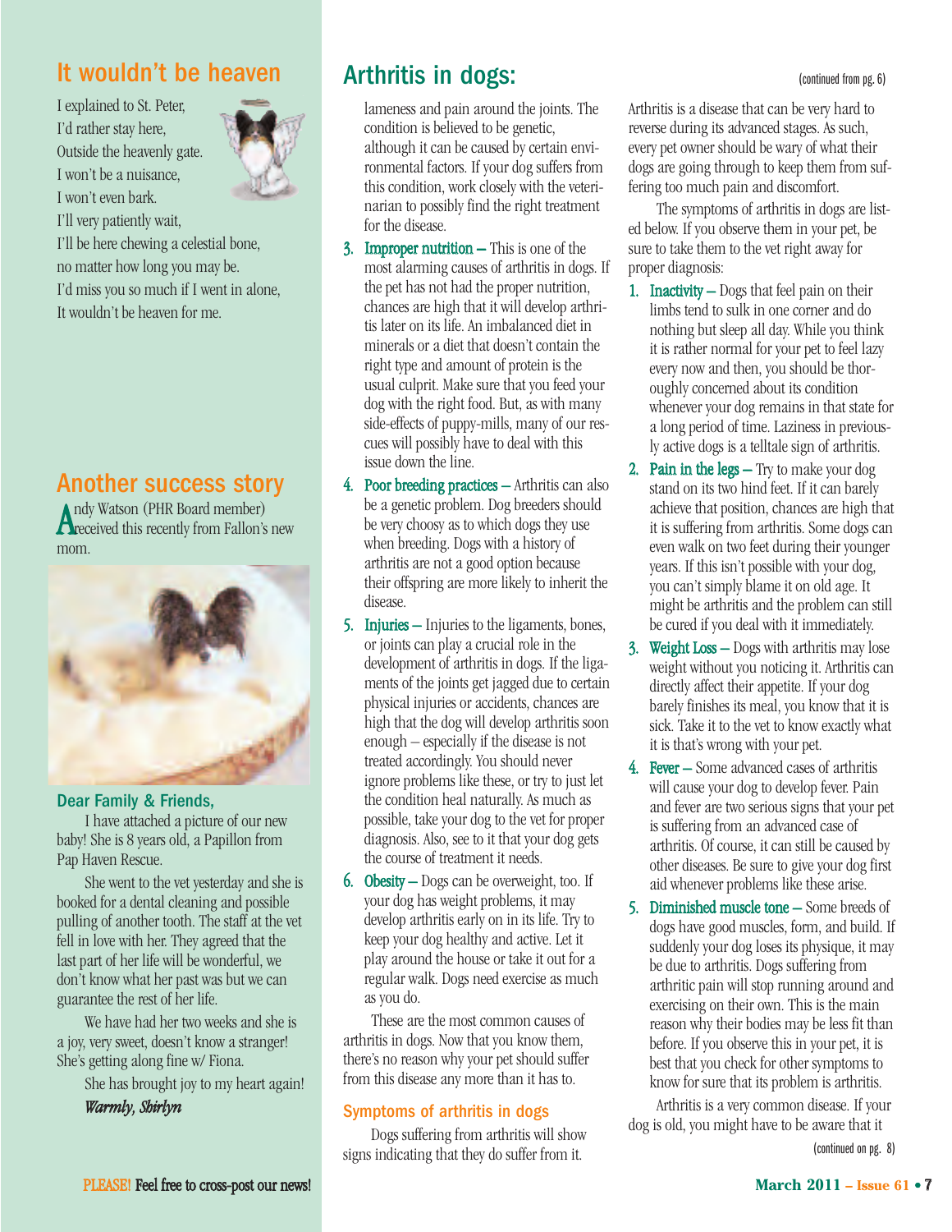## It wouldn't be heaven

I explained to St. Peter,
I'd rather stay here,
Outside the heavenly gate.
I won't be a nuisance,
I won't even bark.
I'll very patiently wait,
I'll be here chewing a celestial bone,
no matter how long you may be.
I'd miss you so much if I went in alone,
It wouldn't be heaven for me.

## Another success story

Andy Watson (PHR Board member) received this recently from Fallon's new mom.

### Dear Family & Friends,

I have attached a picture of our new baby! She is 8 years old, a Papillon from Pap Haven Rescue.

She went to the vet yesterday and she is booked for a dental cleaning and possible pulling of another tooth. The staff at the vet fell in love with her. They agreed that the last part of her life will be wonderful, we don't know what her past was but we can guarantee the rest of her life.

We have had her two weeks and she is a joy, very sweet, doesn't know a stranger! She's getting along fine w/ Fiona.

She has brought joy to my heart again!

***Warmly, Shirlyn***

## Arthritis in dogs:

(continued from pg. 6)

lameness and pain around the joints. The condition is believed to be genetic, although it can be caused by certain environmental factors. If your dog suffers from this condition, work closely with the veterinarian to possibly find the right treatment for the disease.

3. **Improper nutrition** – This is one of the most alarming causes of arthritis in dogs. If the pet has not had the proper nutrition, chances are high that it will develop arthritis later on its life. An imbalanced diet in minerals or a diet that doesn't contain the right type and amount of protein is the usual culprit. Make sure that you feed your dog with the right food. But, as with many side-effects of puppy-mills, many of our rescues will possibly have to deal with this issue down the line.
4. **Poor breeding practices** – Arthritis can also be a genetic problem. Dog breeders should be very choosy as to which dogs they use when breeding. Dogs with a history of arthritis are not a good option because their offspring are more likely to inherit the disease.
5. **Injuries** – Injuries to the ligaments, bones, or joints can play a crucial role in the development of arthritis in dogs. If the ligaments of the joints get jagged due to certain physical injuries or accidents, chances are high that the dog will develop arthritis soon enough – especially if the disease is not treated accordingly. You should never ignore problems like these, or try to just let the condition heal naturally. As much as possible, take your dog to the vet for proper diagnosis. Also, see to it that your dog gets the course of treatment it needs.
6. **Obesity** – Dogs can be overweight, too. If your dog has weight problems, it may develop arthritis early on in its life. Try to keep your dog healthy and active. Let it play around the house or take it out for a regular walk. Dogs need exercise as much as you do.

These are the most common causes of arthritis in dogs. Now that you know them, there's no reason why your pet should suffer from this disease any more than it has to.

### Symptoms of arthritis in dogs

Dogs suffering from arthritis will show signs indicating that they do suffer from it. Arthritis is a disease that can be very hard to reverse during its advanced stages. As such, every pet owner should be wary of what their dogs are going through to keep them from suffering too much pain and discomfort.

The symptoms of arthritis in dogs are listed below. If you observe them in your pet, be sure to take them to the vet right away for proper diagnosis:

1. **Inactivity** – Dogs that feel pain on their limbs tend to sulk in one corner and do nothing but sleep all day. While you think it is rather normal for your pet to feel lazy every now and then, you should be thoroughly concerned about its condition whenever your dog remains in that state for a long period of time. Laziness in previously active dogs is a telltale sign of arthritis.
2. **Pain in the legs** – Try to make your dog stand on its two hind feet. If it can barely achieve that position, chances are high that it is suffering from arthritis. Some dogs can even walk on two feet during their younger years. If this isn't possible with your dog, you can't simply blame it on old age. It might be arthritis and the problem can still be cured if you deal with it immediately.
3. **Weight Loss** – Dogs with arthritis may lose weight without you noticing it. Arthritis can directly affect their appetite. If your dog barely finishes its meal, you know that it is sick. Take it to the vet to know exactly what it is that's wrong with your pet.
4. **Fever** – Some advanced cases of arthritis will cause your dog to develop fever. Pain and fever are two serious signs that your pet is suffering from an advanced case of arthritis. Of course, it can still be caused by other diseases. Be sure to give your dog first aid whenever problems like these arise.
5. **Diminished muscle tone** – Some breeds of dogs have good muscles, form, and build. If suddenly your dog loses its physique, it may be due to arthritis. Dogs suffering from arthritic pain will stop running around and exercising on their own. This is the main reason why their bodies may be less fit than before. If you observe this in your pet, it is best that you check for other symptoms to know for sure that its problem is arthritis.

Arthritis is a very common disease. If your dog is old, you might have to be aware that it

(continued on pg. 8)

PLEASE! Feel free to cross-post our news!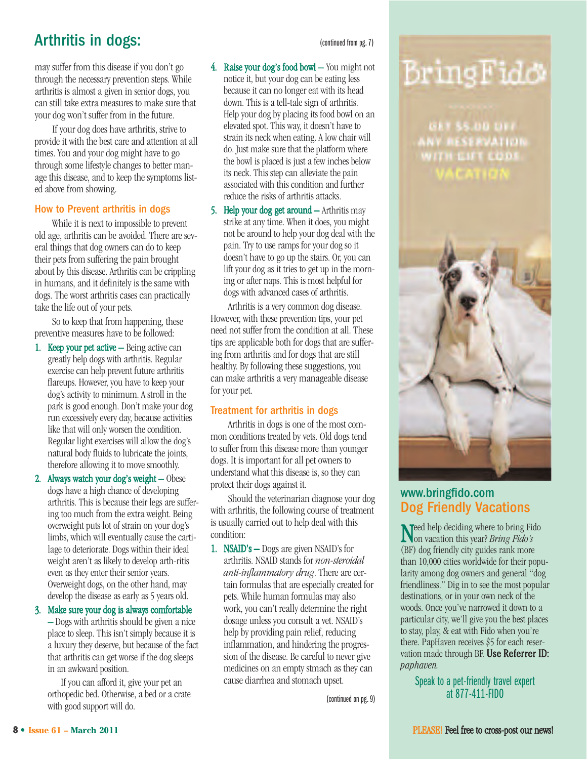## Arthritis in dogs:

(continued from pg. 7)

may suffer from this disease if you don't go through the necessary prevention steps. While arthritis is almost a given in senior dogs, you can still take extra measures to make sure that your dog won't suffer from in the future.

If your dog does have arthritis, strive to provide it with the best care and attention at all times. You and your dog might have to go through some lifestyle changes to better manage this disease, and to keep the symptoms listed above from showing.

### How to Prevent arthritis in dogs

While it is next to impossible to prevent old age, arthritis can be avoided. There are several things that dog owners can do to keep their pets from suffering the pain brought about by this disease. Arthritis can be crippling in humans, and it definitely is the same with dogs. The worst arthritis cases can practically take the life out of your pets.

So to keep that from happening, these preventive measures have to be followed:

1. **Keep your pet active** – Being active can greatly help dogs with arthritis. Regular exercise can help prevent future arthritis flareups. However, you have to keep your dog's activity to minimum. A stroll in the park is good enough. Don't make your dog run excessively every day, because activities like that will only worsen the condition. Regular light exercises will allow the dog's natural body fluids to lubricate the joints, therefore allowing it to move smoothly.
2. **Always watch your dog's weight** – Obese dogs have a high chance of developing arthritis. This is because their legs are suffering too much from the extra weight. Being overweight puts lot of strain on your dog's limbs, which will eventually cause the cartilage to deteriorate. Dogs within their ideal weight aren't as likely to develop arth-ritis even as they enter their senior years. Overweight dogs, on the other hand, may develop the disease as early as 5 years old.
3. **Make sure your dog is always comfortable** – Dogs with arthritis should be given a nice place to sleep. This isn't simply because it is a luxury they deserve, but because of the fact that arthritis can get worse if the dog sleeps in an awkward position.

   If you can afford it, give your pet an orthopedic bed. Otherwise, a bed or a crate with good support will do.
4. **Raise your dog's food bowl** – You might not notice it, but your dog can be eating less because it can no longer eat with its head down. This is a tell-tale sign of arthritis. Help your dog by placing its food bowl on an elevated spot. This way, it doesn't have to strain its neck when eating. A low chair will do. Just make sure that the platform where the bowl is placed is just a few inches below its neck. This step can alleviate the pain associated with this condition and further reduce the risks of arthritis attacks.
5. **Help your dog get around** – Arthritis may strike at any time. When it does, you might not be around to help your dog deal with the pain. Try to use ramps for your dog so it doesn't have to go up the stairs. Or, you can lift your dog as it tries to get up in the morning or after naps. This is most helpful for dogs with advanced cases of arthritis.

Arthritis is a very common dog disease. However, with these prevention tips, your pet need not suffer from the condition at all. These tips are applicable both for dogs that are suffering from arthritis and for dogs that are still healthy. By following these suggestions, you can make arthritis a very manageable disease for your pet.

### Treatment for arthritis in dogs

Arthritis in dogs is one of the most common conditions treated by vets. Old dogs tend to suffer from this disease more than younger dogs. It is important for all pet owners to understand what this disease is, so they can protect their dogs against it.

Should the veterinarian diagnose your dog with arthritis, the following course of treatment is usually carried out to help deal with this condition:

1. **NSAID's** – Dogs are given NSAID's for arthritis. NSAID stands for *non-steroidal anti-inflammatory drug*. There are certain formulas that are especially created for pets. While human formulas may also work, you can't really determine the right dosage unless you consult a vet. NSAID's help by providing pain relief, reducing inflammation, and hindering the progression of the disease. Be careful to never give medicines on an empty stmach as they can cause diarrhea and stomach upset.

(continued on pg. 9)

BringFido

GET $5.00 OFF ANY RESERVATION WITH GIFT CODE VACATION

### www.bringfido.com
## Dog Friendly Vacations

Need help deciding where to bring Fido on vacation this year? *Bring Fido's* (BF) dog friendly city guides rank more than 10,000 cities worldwide for their popularity among dog owners and general "dog friendliness." Dig in to see the most popular destinations, or in your own neck of the woods. Once you've narrowed it down to a particular city, we'll give you the best places to stay, play, & eat with Fido when you're there. PapHaven receives $5 for each reservation made through BF. **Use Referrer ID:** *paphaven*.

Speak to a pet-friendly travel expert at 877-411-FIDO

PLEASE! Feel free to cross-post our news!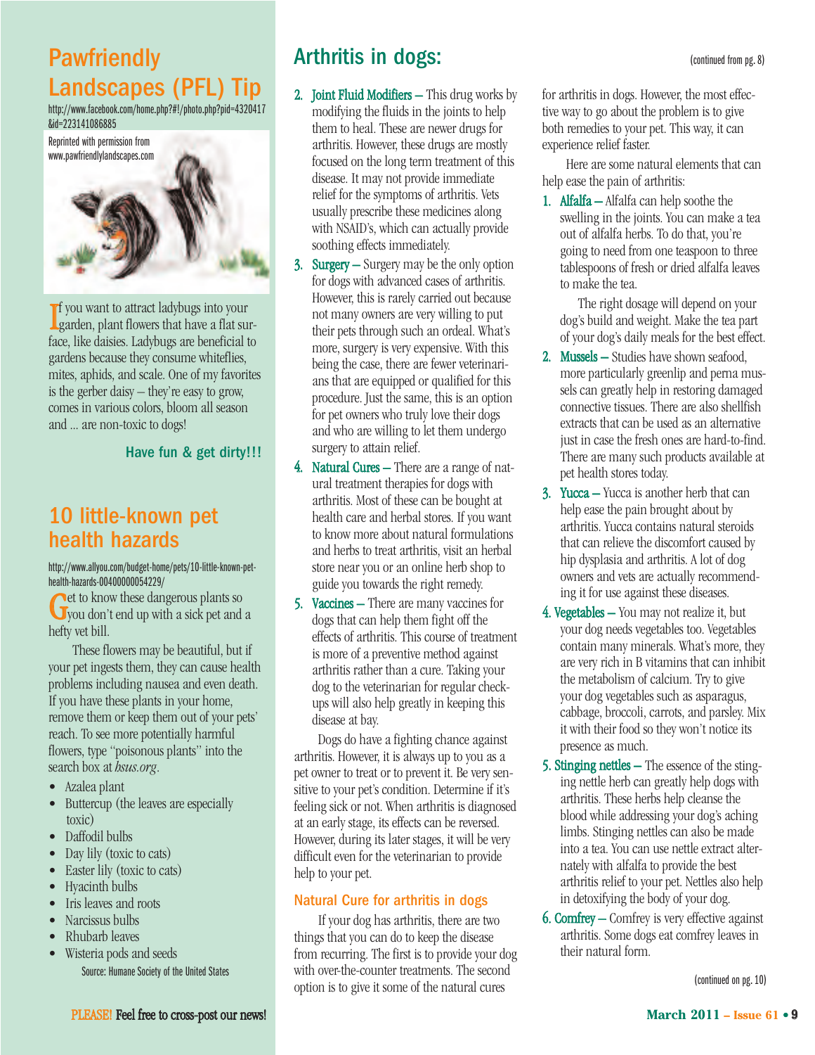## Pawfriendly Landscapes (PFL) Tip

http://www.facebook.com/home.php?#!/photo.php?pid=4320417&id=223141086885

Reprinted with permission from www.pawfriendlylandscapes.com

If you want to attract ladybugs into your garden, plant flowers that have a flat surface, like daisies. Ladybugs are beneficial to gardens because they consume whiteflies, mites, aphids, and scale. One of my favorites is the gerber daisy – they're easy to grow, comes in various colors, bloom all season and ... are non-toxic to dogs!

**Have fun & get dirty!!!**

## 10 little-known pet health hazards

http://www.allyou.com/budget-home/pets/10-little-known-pet-health-hazards-00400000054229/

Get to know these dangerous plants so you don't end up with a sick pet and a hefty vet bill.

These flowers may be beautiful, but if your pet ingests them, they can cause health problems including nausea and even death. If you have these plants in your home, remove them or keep them out of your pets' reach. To see more potentially harmful flowers, type "poisonous plants" into the search box at *hsus.org*.

- Azalea plant
- Buttercup (the leaves are especially toxic)
- Daffodil bulbs
- Day lily (toxic to cats)
- Easter lily (toxic to cats)
- Hyacinth bulbs
- Iris leaves and roots
- Narcissus bulbs
- Rhubarb leaves
- Wisteria pods and seeds

Source: Humane Society of the United States

## Arthritis in dogs:

(continued from pg. 8)

2. **Joint Fluid Modifiers –** This drug works by modifying the fluids in the joints to help them to heal. These are newer drugs for arthritis. However, these drugs are mostly focused on the long term treatment of this disease. It may not provide immediate relief for the symptoms of arthritis. Vets usually prescribe these medicines along with NSAID's, which can actually provide soothing effects immediately.
3. **Surgery –** Surgery may be the only option for dogs with advanced cases of arthritis. However, this is rarely carried out because not many owners are very willing to put their pets through such an ordeal. What's more, surgery is very expensive. With this being the case, there are fewer veterinarians that are equipped or qualified for this procedure. Just the same, this is an option for pet owners who truly love their dogs and who are willing to let them undergo surgery to attain relief.
4. **Natural Cures –** There are a range of natural treatment therapies for dogs with arthritis. Most of these can be bought at health care and herbal stores. If you want to know more about natural formulations and herbs to treat arthritis, visit an herbal store near you or an online herb shop to guide you towards the right remedy.
5. **Vaccines –** There are many vaccines for dogs that can help them fight off the effects of arthritis. This course of treatment is more of a preventive method against arthritis rather than a cure. Taking your dog to the veterinarian for regular check-ups will also help greatly in keeping this disease at bay.

Dogs do have a fighting chance against arthritis. However, it is always up to you as a pet owner to treat or to prevent it. Be very sensitive to your pet's condition. Determine if it's feeling sick or not. When arthritis is diagnosed at an early stage, its effects can be reversed. However, during its later stages, it will be very difficult even for the veterinarian to provide help to your pet.

### Natural Cure for arthritis in dogs

If your dog has arthritis, there are two things that you can do to keep the disease from recurring. The first is to provide your dog with over-the-counter treatments. The second option is to give it some of the natural cures for arthritis in dogs. However, the most effective way to go about the problem is to give both remedies to your pet. This way, it can experience relief faster.

Here are some natural elements that can help ease the pain of arthritis:

1. **Alfalfa –** Alfalfa can help soothe the swelling in the joints. You can make a tea out of alfalfa herbs. To do that, you're going to need from one teaspoon to three tablespoons of fresh or dried alfalfa leaves to make the tea.

   The right dosage will depend on your dog's build and weight. Make the tea part of your dog's daily meals for the best effect.
2. **Mussels –** Studies have shown seafood, more particularly greenlip and perna mussels can greatly help in restoring damaged connective tissues. There are also shellfish extracts that can be used as an alternative just in case the fresh ones are hard-to-find. There are many such products available at pet health stores today.
3. **Yucca –** Yucca is another herb that can help ease the pain brought about by arthritis. Yucca contains natural steroids that can relieve the discomfort caused by hip dysplasia and arthritis. A lot of dog owners and vets are actually recommending it for use against these diseases.
4. **Vegetables –** You may not realize it, but your dog needs vegetables too. Vegetables contain many minerals. What's more, they are very rich in B vitamins that can inhibit the metabolism of calcium. Try to give your dog vegetables such as asparagus, cabbage, broccoli, carrots, and parsley. Mix it with their food so they won't notice its presence as much.
5. **Stinging nettles –** The essence of the stinging nettle herb can greatly help dogs with arthritis. These herbs help cleanse the blood while addressing your dog's aching limbs. Stinging nettles can also be made into a tea. You can use nettle extract alternately with alfalfa to provide the best arthritis relief to your pet. Nettles also help in detoxifying the body of your dog.
6. **Comfrey –** Comfrey is very effective against arthritis. Some dogs eat comfrey leaves in their natural form.

(continued on pg. 10)

PLEASE! Feel free to cross-post our news!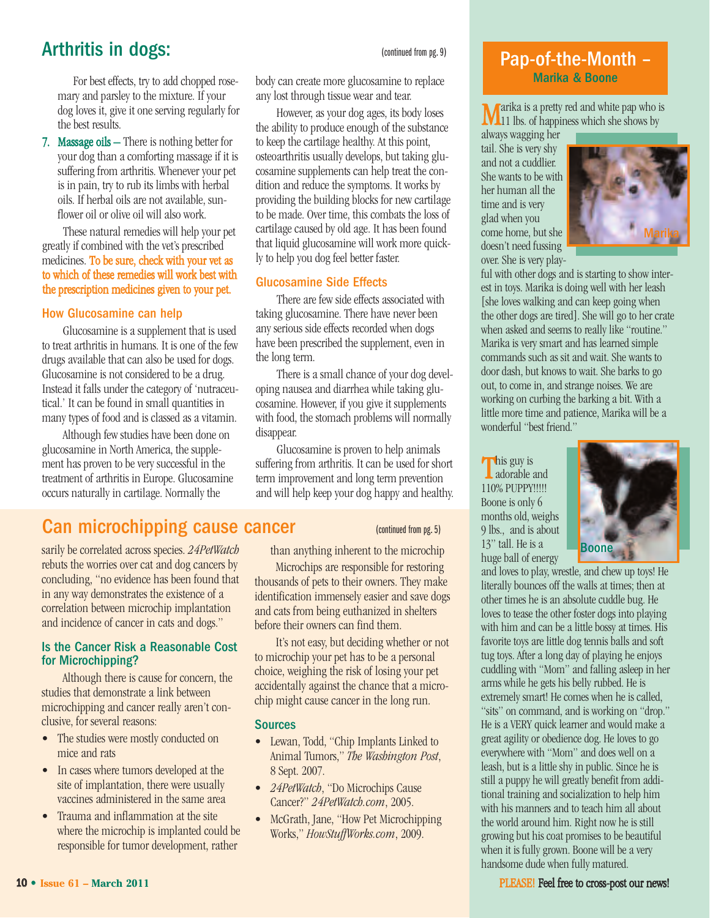## Arthritis in dogs:

(continued from pg. 9)

For best effects, try to add chopped rosemary and parsley to the mixture. If your dog loves it, give it one serving regularly for the best results.

7. **Massage oils** – There is nothing better for your dog than a comforting massage if it is suffering from arthritis. Whenever your pet is in pain, try to rub its limbs with herbal oils. If herbal oils are not available, sunflower oil or olive oil will also work.

These natural remedies will help your pet greatly if combined with the vet's prescribed medicines. **To be sure, check with your vet as to which of these remedies will work best with the prescription medicines given to your pet.**

### How Glucosamine can help

Glucosamine is a supplement that is used to treat arthritis in humans. It is one of the few drugs available that can also be used for dogs. Glucosamine is not considered to be a drug. Instead it falls under the category of 'nutraceutical.' It can be found in small quantities in many types of food and is classed as a vitamin.

Although few studies have been done on glucosamine in North America, the supplement has proven to be very successful in the treatment of arthritis in Europe. Glucosamine occurs naturally in cartilage. Normally the body can create more glucosamine to replace any lost through tissue wear and tear.

However, as your dog ages, its body loses the ability to produce enough of the substance to keep the cartilage healthy. At this point, osteoarthritis usually develops, but taking glucosamine supplements can help treat the condition and reduce the symptoms. It works by providing the building blocks for new cartilage to be made. Over time, this combats the loss of cartilage caused by old age. It has been found that liquid glucosamine will work more quickly to help you dog feel better faster.

### Glucosamine Side Effects

There are few side effects associated with taking glucosamine. There have never been any serious side effects recorded when dogs have been prescribed the supplement, even in the long term.

There is a small chance of your dog developing nausea and diarrhea while taking glucosamine. However, if you give it supplements with food, the stomach problems will normally disappear.

Glucosamine is proven to help animals suffering from arthritis. It can be used for short term improvement and long term prevention and will help keep your dog happy and healthy.

## Can microchipping cause cancer

(continued from pg. 5)

sarily be correlated across species. *24PetWatch* rebuts the worries over cat and dog cancers by concluding, "no evidence has been found that in any way demonstrates the existence of a correlation between microchip implantation and incidence of cancer in cats and dogs."

### Is the Cancer Risk a Reasonable Cost for Microchipping?

Although there is cause for concern, the studies that demonstrate a link between microchipping and cancer really aren't conclusive, for several reasons:

- The studies were mostly conducted on mice and rats
- In cases where tumors developed at the site of implantation, there were usually vaccines administered in the same area
- Trauma and inflammation at the site where the microchip is implanted could be responsible for tumor development, rather than anything inherent to the microchip

Microchips are responsible for restoring thousands of pets to their owners. They make identification immensely easier and save dogs and cats from being euthanized in shelters before their owners can find them.

It's not easy, but deciding whether or not to microchip your pet has to be a personal choice, weighing the risk of losing your pet accidentally against the chance that a microchip might cause cancer in the long run.

### Sources

- Lewan, Todd, "Chip Implants Linked to Animal Tumors," *The Washington Post*, 8 Sept. 2007.
- *24PetWatch*, "Do Microchips Cause Cancer?" *24PetWatch.com*, 2005.
- McGrath, Jane, "How Pet Microchipping Works," *HowStuffWorks.com*, 2009.

## Pap-of-the-Month – Marika & Boone

Marika is a pretty red and white pap who is 11 lbs. of happiness which she shows by always wagging her tail. She is very shy and not a cuddlier. She wants to be with her human all the time and is very glad when you come home, but she doesn't need fussing over. She is very playful with other dogs and is starting to show interest in toys. Marika is doing well with her leash [she loves walking and can keep going when the other dogs are tired]. She will go to her crate when asked and seems to really like "routine." Marika is very smart and has learned simple commands such as sit and wait. She wants to door dash, but knows to wait. She barks to go out, to come in, and strange noises. We are working on curbing the barking a bit. With a little more time and patience, Marika will be a wonderful "best friend."

Marika

This guy is adorable and 110% PUPPY!!!!! Boone is only 6 months old, weighs 9 lbs., and is about 13" tall. He is a huge ball of energy and loves to play, wrestle, and chew up toys! He literally bounces off the walls at times; then at other times he is an absolute cuddle bug. He loves to tease the other foster dogs into playing with him and can be a little bossy at times. His favorite toys are little dog tennis balls and soft tug toys. After a long day of playing he enjoys cuddling with "Mom" and falling asleep in her arms while he gets his belly rubbed. He is extremely smart! He comes when he is called, "sits" on command, and is working on "drop." He is a VERY quick learner and would make a great agility or obedience dog. He loves to go everywhere with "Mom" and does well on a leash, but is a little shy in public. Since he is still a puppy he will greatly benefit from additional training and socialization to help him with his manners and to teach him all about the world around him. Right now he is still growing but his coat promises to be beautiful when it is fully grown. Boone will be a very handsome dude when fully matured.

Boone

**PLEASE! Feel free to cross-post our news!**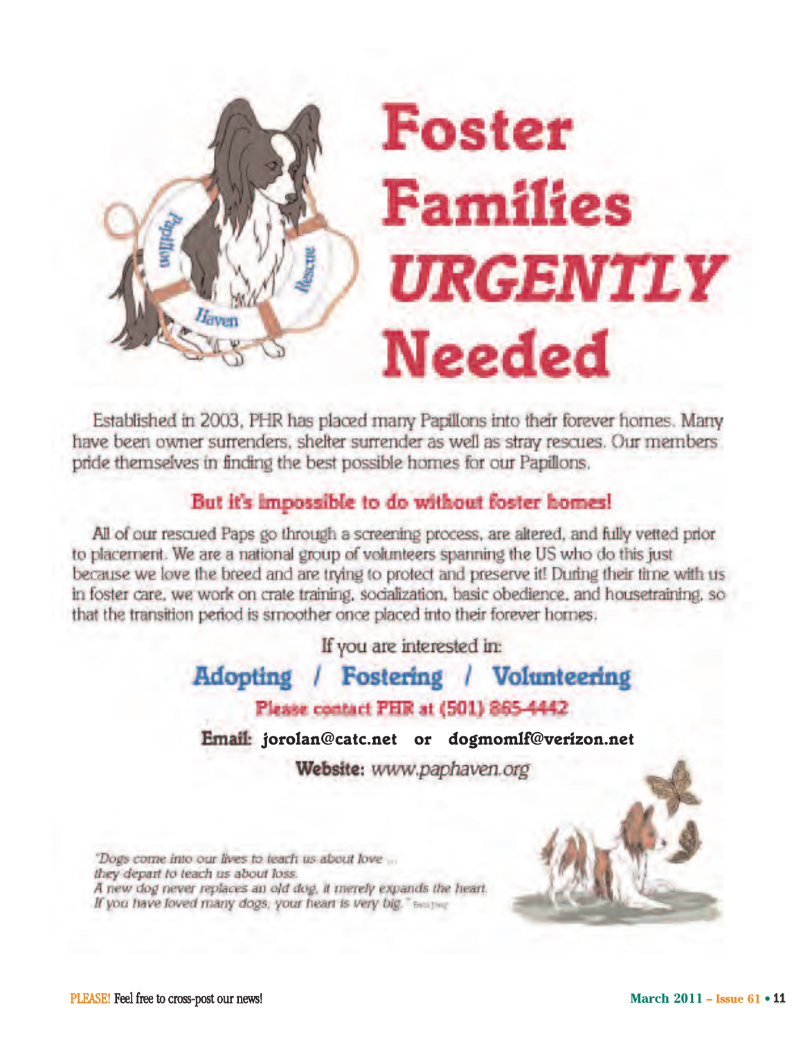# Foster Families *URGENTLY* Needed

Established in 2003, PHR has placed many Papillons into their forever homes. Many have been owner surrenders, shelter surrender as well as stray rescues. Our members pride themselves in finding the best possible homes for our Papillons.

## But it's impossible to do without foster homes!

All of our rescued Paps go through a screening process, are altered, and fully vetted prior to placement. We are a national group of volunteers spanning the US who do this just because we love the breed and are trying to protect and preserve it! During their time with us in foster care, we work on crate training, socialization, basic obedience, and housetraining, so that the transition period is smoother once placed into their forever homes.

If you are interested in:

## Adopting / Fostering / Volunteering

**Please contact PHR at (501) 865-4442**

**Email:** **jorolan@catc.net** or **dogmomlf@verizon.net**

**Website:** *www.paphaven.org*

*"Dogs come into our lives to teach us about love ... they depart to teach us about loss. A new dog never replaces an old dog, it merely expands the heart. If you have loved many dogs, your heart is very big."*

PLEASE! Feel free to cross-post our news!